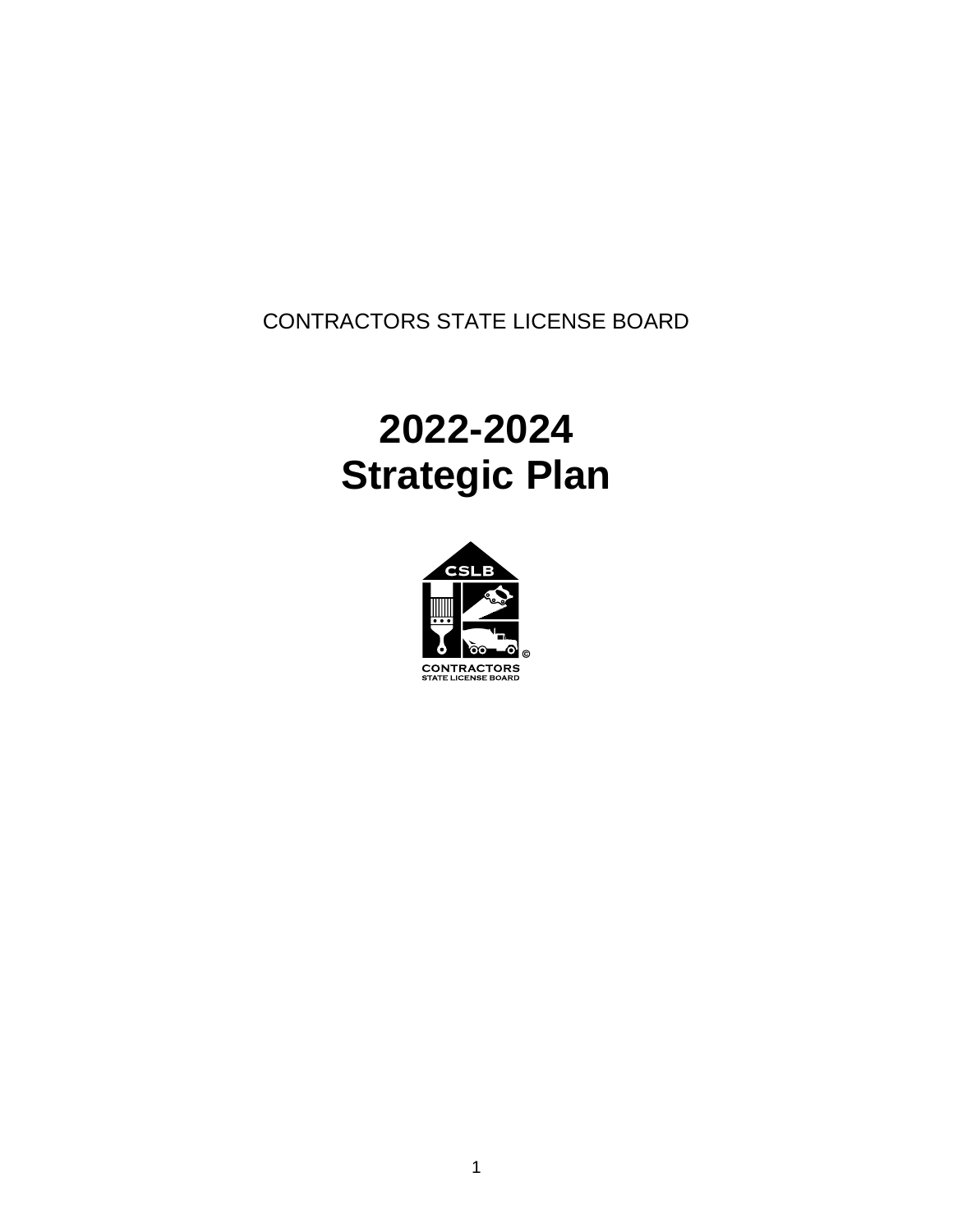CONTRACTORS STATE LICENSE BOARD

# 2022-2024 Strategic Plan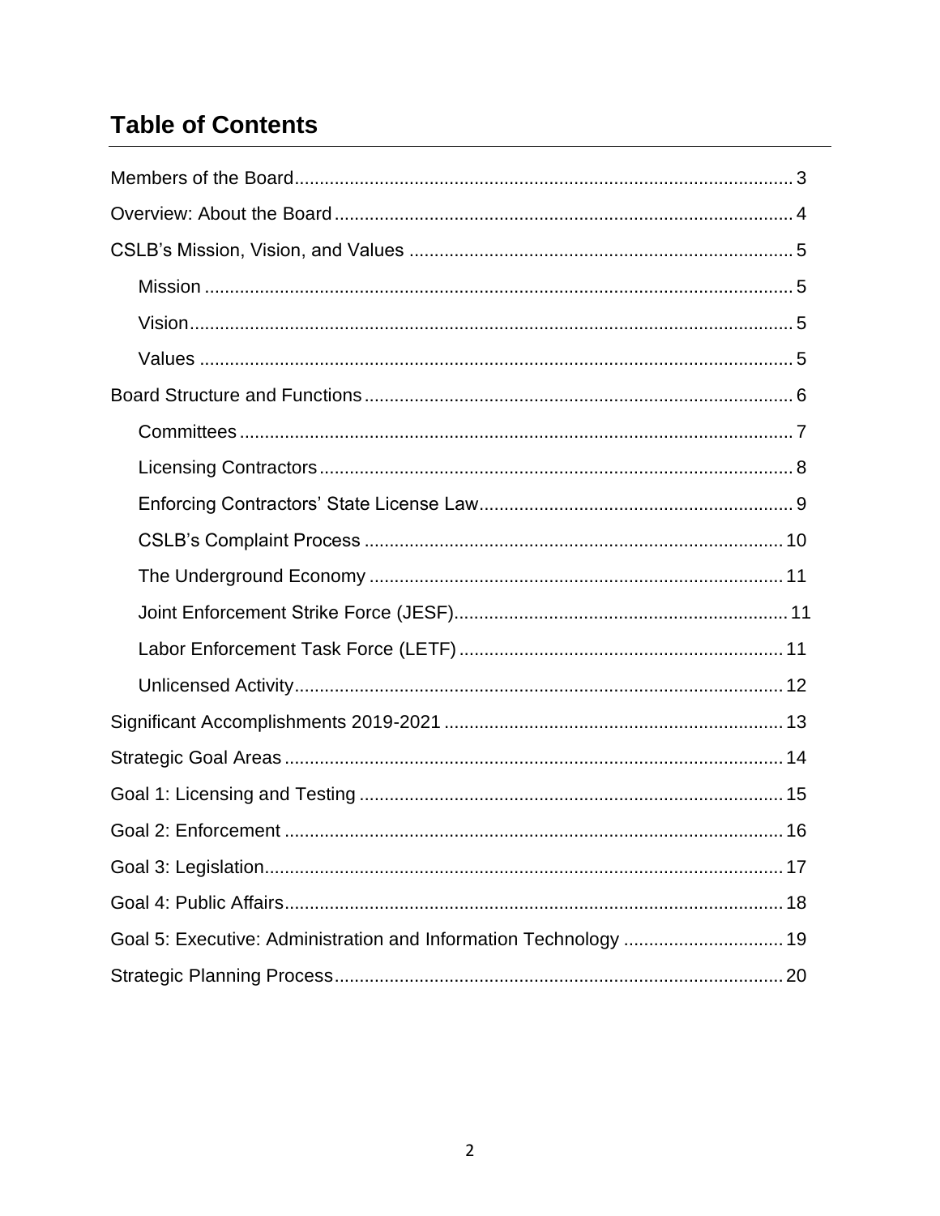# Table of Contents

- Members of the Board ... 3
- Overview: About the Board ... 4
- CSLB's Mission, Vision, and Values ... 5
  - Mission ... 5
  - Vision ... 5
  - Values ... 5
- Board Structure and Functions ... 6
  - Committees ... 7
  - Licensing Contractors ... 8
  - Enforcing Contractors' State License Law ... 9
  - CSLB's Complaint Process ... 10
  - The Underground Economy ... 11
  - Joint Enforcement Strike Force (JESF) ... 11
  - Labor Enforcement Task Force (LETF) ... 11
  - Unlicensed Activity ... 12
- Significant Accomplishments 2019-2021 ... 13
- Strategic Goal Areas ... 14
- Goal 1: Licensing and Testing ... 15
- Goal 2: Enforcement ... 16
- Goal 3: Legislation ... 17
- Goal 4: Public Affairs ... 18
- Goal 5: Executive: Administration and Information Technology ... 19
- Strategic Planning Process ... 20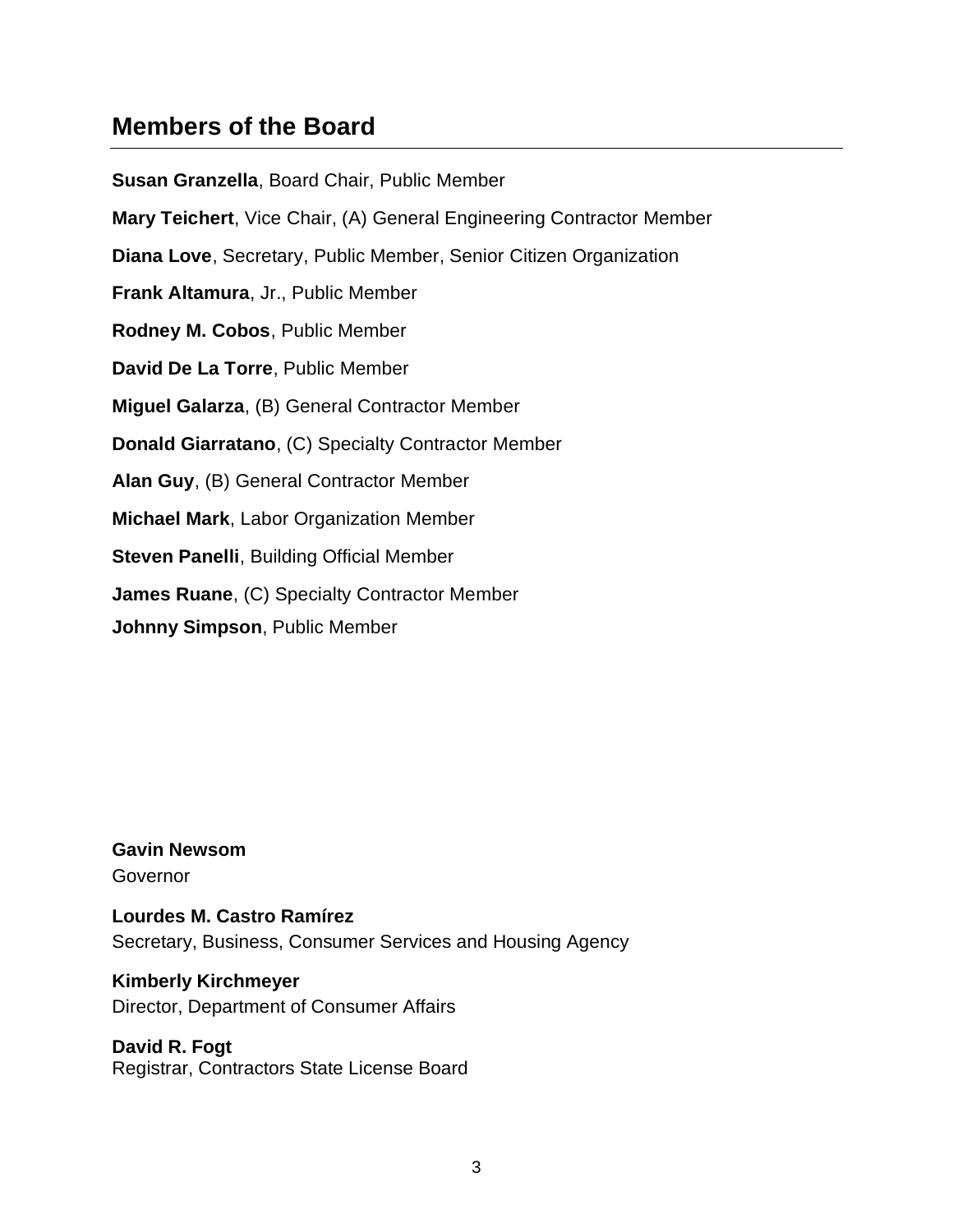## Members of the Board

**Susan Granzella**, Board Chair, Public Member

**Mary Teichert**, Vice Chair, (A) General Engineering Contractor Member

**Diana Love**, Secretary, Public Member, Senior Citizen Organization

**Frank Altamura**, Jr., Public Member

**Rodney M. Cobos**, Public Member

**David De La Torre**, Public Member

**Miguel Galarza**, (B) General Contractor Member

**Donald Giarratano**, (C) Specialty Contractor Member

**Alan Guy**, (B) General Contractor Member

**Michael Mark**, Labor Organization Member

**Steven Panelli**, Building Official Member

**James Ruane**, (C) Specialty Contractor Member

**Johnny Simpson**, Public Member

**Gavin Newsom**
Governor

**Lourdes M. Castro Ramírez**
Secretary, Business, Consumer Services and Housing Agency

**Kimberly Kirchmeyer**
Director, Department of Consumer Affairs

**David R. Fogt**
Registrar, Contractors State License Board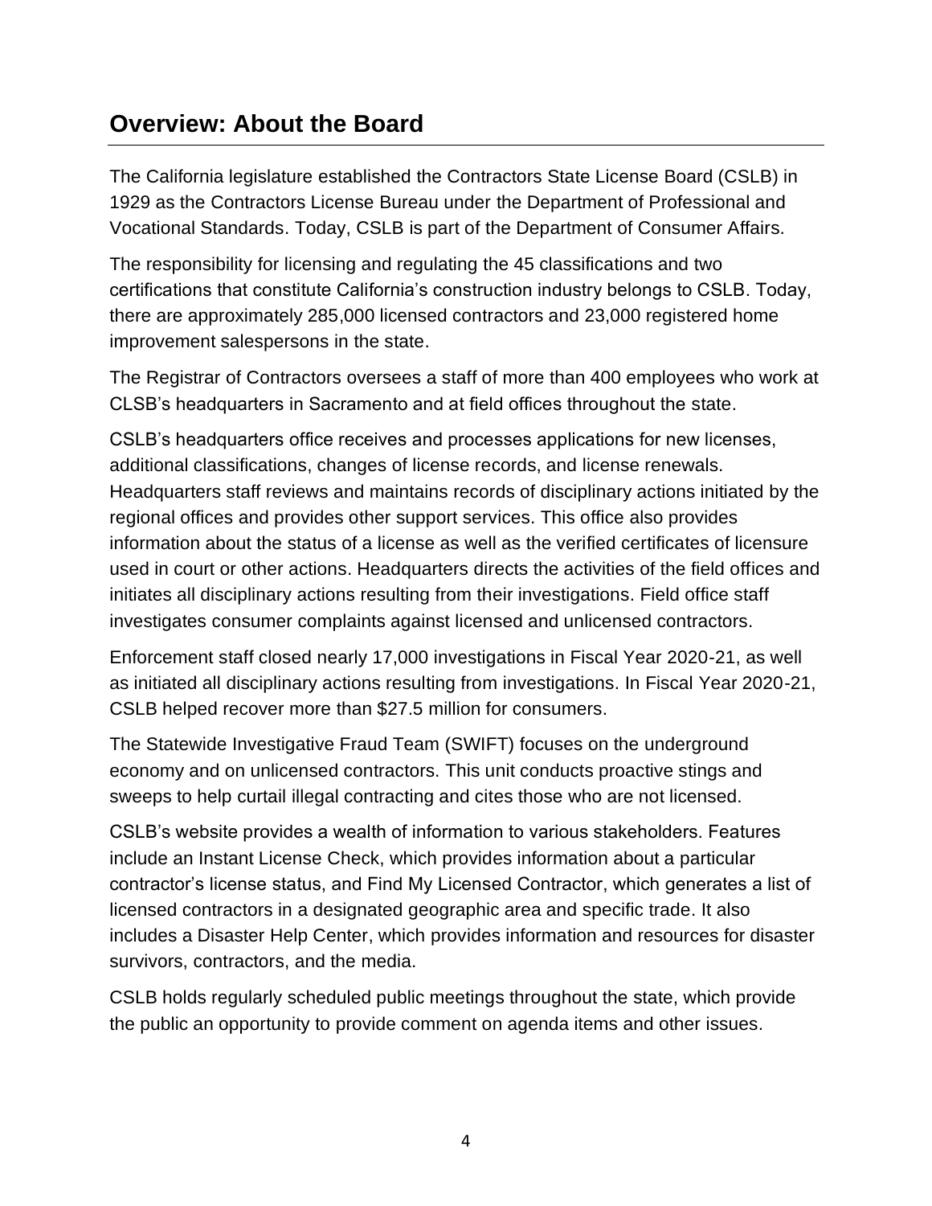## Overview: About the Board

The California legislature established the Contractors State License Board (CSLB) in 1929 as the Contractors License Bureau under the Department of Professional and Vocational Standards. Today, CSLB is part of the Department of Consumer Affairs.

The responsibility for licensing and regulating the 45 classifications and two certifications that constitute California's construction industry belongs to CSLB. Today, there are approximately 285,000 licensed contractors and 23,000 registered home improvement salespersons in the state.

The Registrar of Contractors oversees a staff of more than 400 employees who work at CLSB's headquarters in Sacramento and at field offices throughout the state.

CSLB's headquarters office receives and processes applications for new licenses, additional classifications, changes of license records, and license renewals. Headquarters staff reviews and maintains records of disciplinary actions initiated by the regional offices and provides other support services. This office also provides information about the status of a license as well as the verified certificates of licensure used in court or other actions. Headquarters directs the activities of the field offices and initiates all disciplinary actions resulting from their investigations. Field office staff investigates consumer complaints against licensed and unlicensed contractors.

Enforcement staff closed nearly 17,000 investigations in Fiscal Year 2020-21, as well as initiated all disciplinary actions resulting from investigations. In Fiscal Year 2020-21, CSLB helped recover more than $27.5 million for consumers.

The Statewide Investigative Fraud Team (SWIFT) focuses on the underground economy and on unlicensed contractors. This unit conducts proactive stings and sweeps to help curtail illegal contracting and cites those who are not licensed.

CSLB's website provides a wealth of information to various stakeholders. Features include an Instant License Check, which provides information about a particular contractor's license status, and Find My Licensed Contractor, which generates a list of licensed contractors in a designated geographic area and specific trade. It also includes a Disaster Help Center, which provides information and resources for disaster survivors, contractors, and the media.

CSLB holds regularly scheduled public meetings throughout the state, which provide the public an opportunity to provide comment on agenda items and other issues.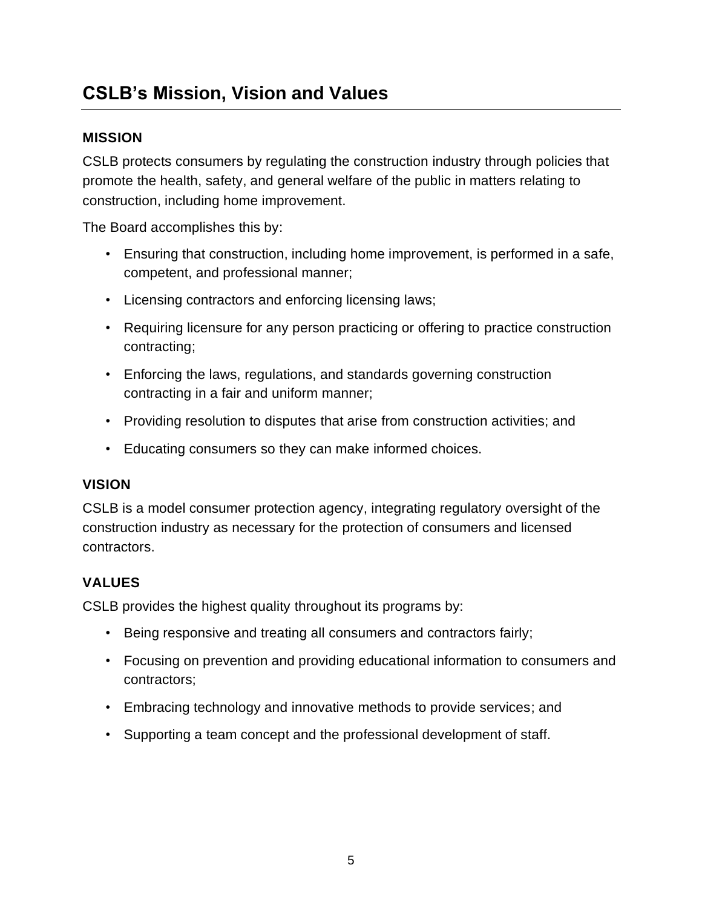# CSLB's Mission, Vision and Values

### MISSION

CSLB protects consumers by regulating the construction industry through policies that promote the health, safety, and general welfare of the public in matters relating to construction, including home improvement.

The Board accomplishes this by:

- Ensuring that construction, including home improvement, is performed in a safe, competent, and professional manner;
- Licensing contractors and enforcing licensing laws;
- Requiring licensure for any person practicing or offering to practice construction contracting;
- Enforcing the laws, regulations, and standards governing construction contracting in a fair and uniform manner;
- Providing resolution to disputes that arise from construction activities; and
- Educating consumers so they can make informed choices.

### VISION

CSLB is a model consumer protection agency, integrating regulatory oversight of the construction industry as necessary for the protection of consumers and licensed contractors.

### VALUES

CSLB provides the highest quality throughout its programs by:

- Being responsive and treating all consumers and contractors fairly;
- Focusing on prevention and providing educational information to consumers and contractors;
- Embracing technology and innovative methods to provide services; and
- Supporting a team concept and the professional development of staff.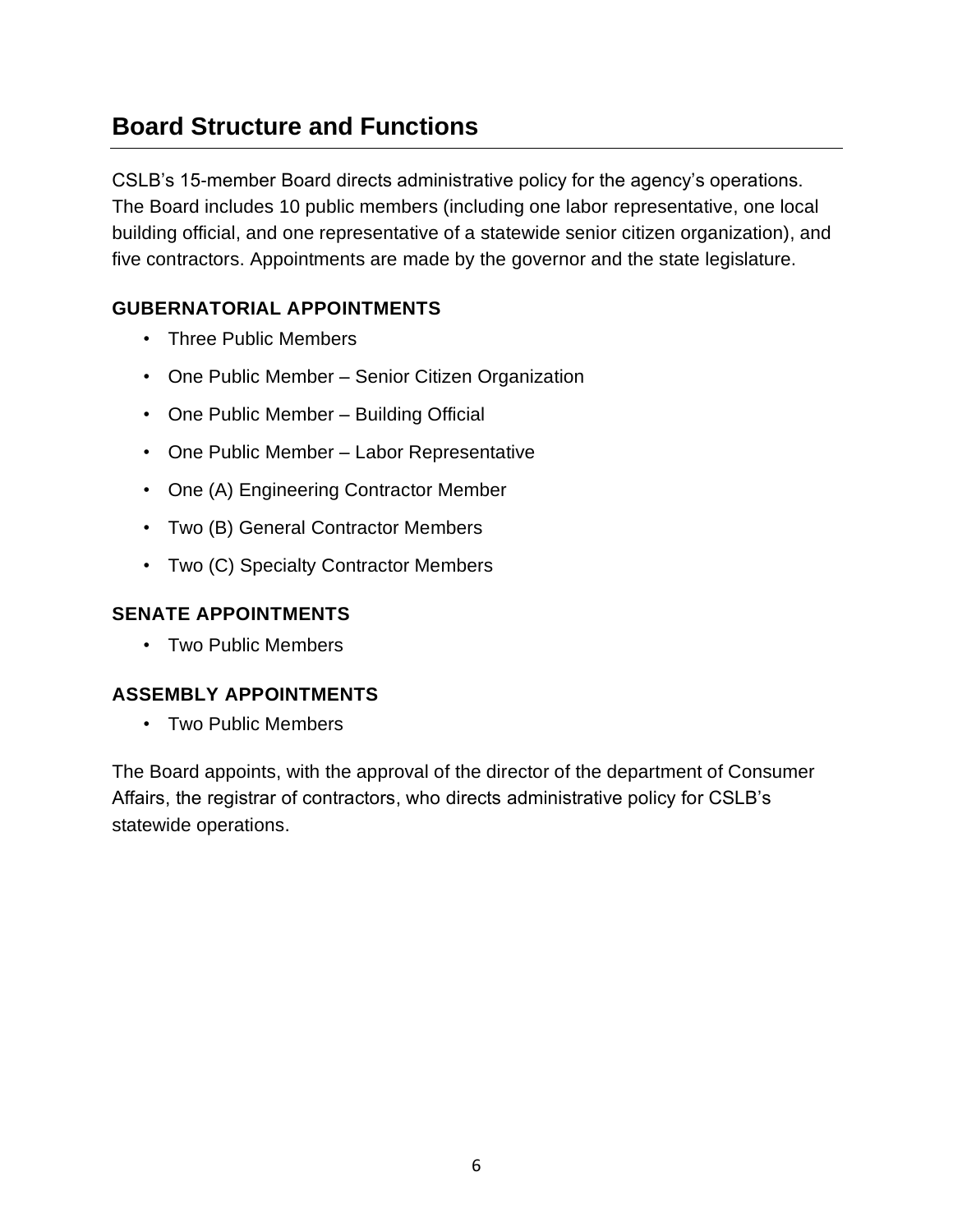## Board Structure and Functions

CSLB's 15-member Board directs administrative policy for the agency's operations. The Board includes 10 public members (including one labor representative, one local building official, and one representative of a statewide senior citizen organization), and five contractors. Appointments are made by the governor and the state legislature.

### GUBERNATORIAL APPOINTMENTS

- Three Public Members
- One Public Member – Senior Citizen Organization
- One Public Member – Building Official
- One Public Member – Labor Representative
- One (A) Engineering Contractor Member
- Two (B) General Contractor Members
- Two (C) Specialty Contractor Members

### SENATE APPOINTMENTS

- Two Public Members

### ASSEMBLY APPOINTMENTS

- Two Public Members

The Board appoints, with the approval of the director of the department of Consumer Affairs, the registrar of contractors, who directs administrative policy for CSLB's statewide operations.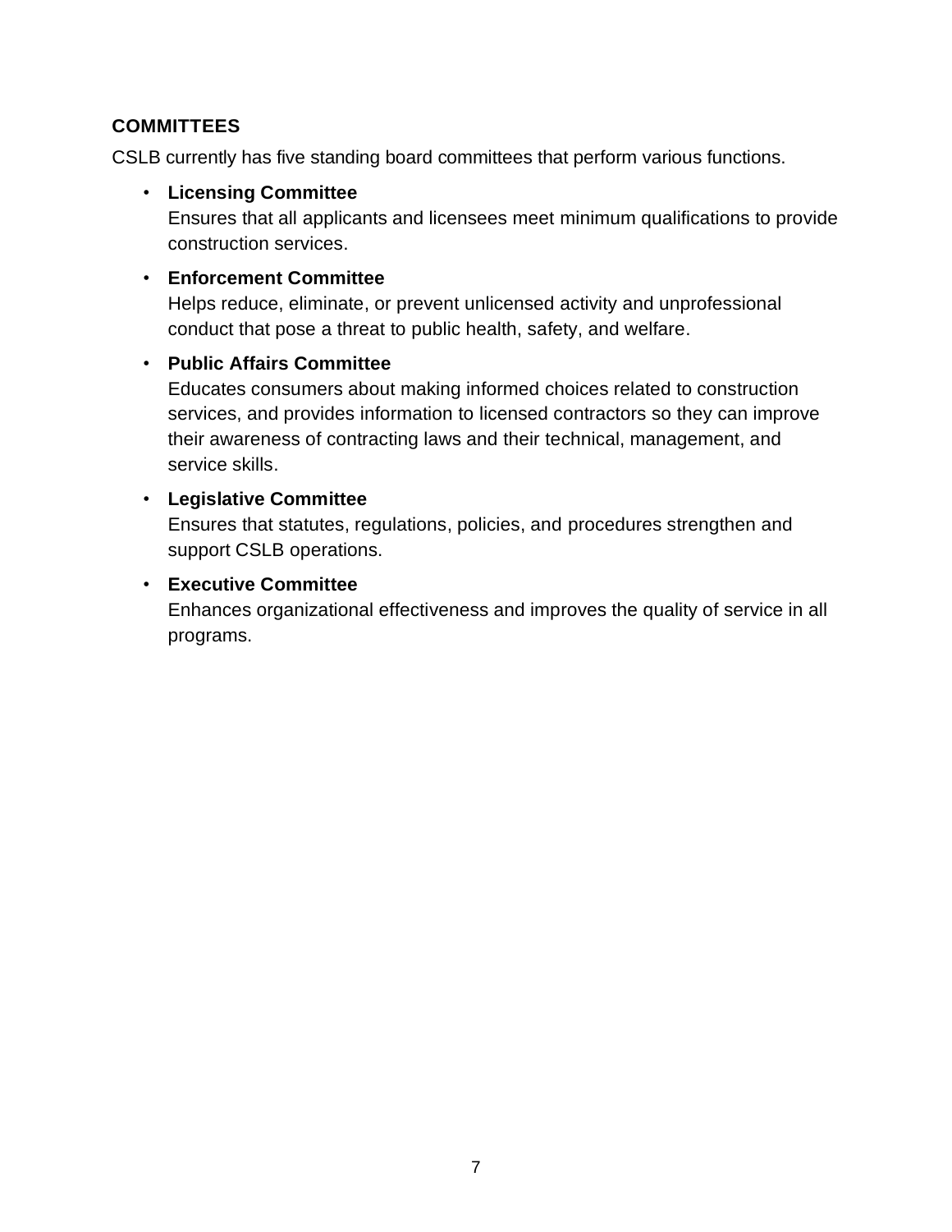## COMMITTEES

CSLB currently has five standing board committees that perform various functions.

- **Licensing Committee**
  Ensures that all applicants and licensees meet minimum qualifications to provide construction services.

- **Enforcement Committee**
  Helps reduce, eliminate, or prevent unlicensed activity and unprofessional conduct that pose a threat to public health, safety, and welfare.

- **Public Affairs Committee**
  Educates consumers about making informed choices related to construction services, and provides information to licensed contractors so they can improve their awareness of contracting laws and their technical, management, and service skills.

- **Legislative Committee**
  Ensures that statutes, regulations, policies, and procedures strengthen and support CSLB operations.

- **Executive Committee**
  Enhances organizational effectiveness and improves the quality of service in all programs.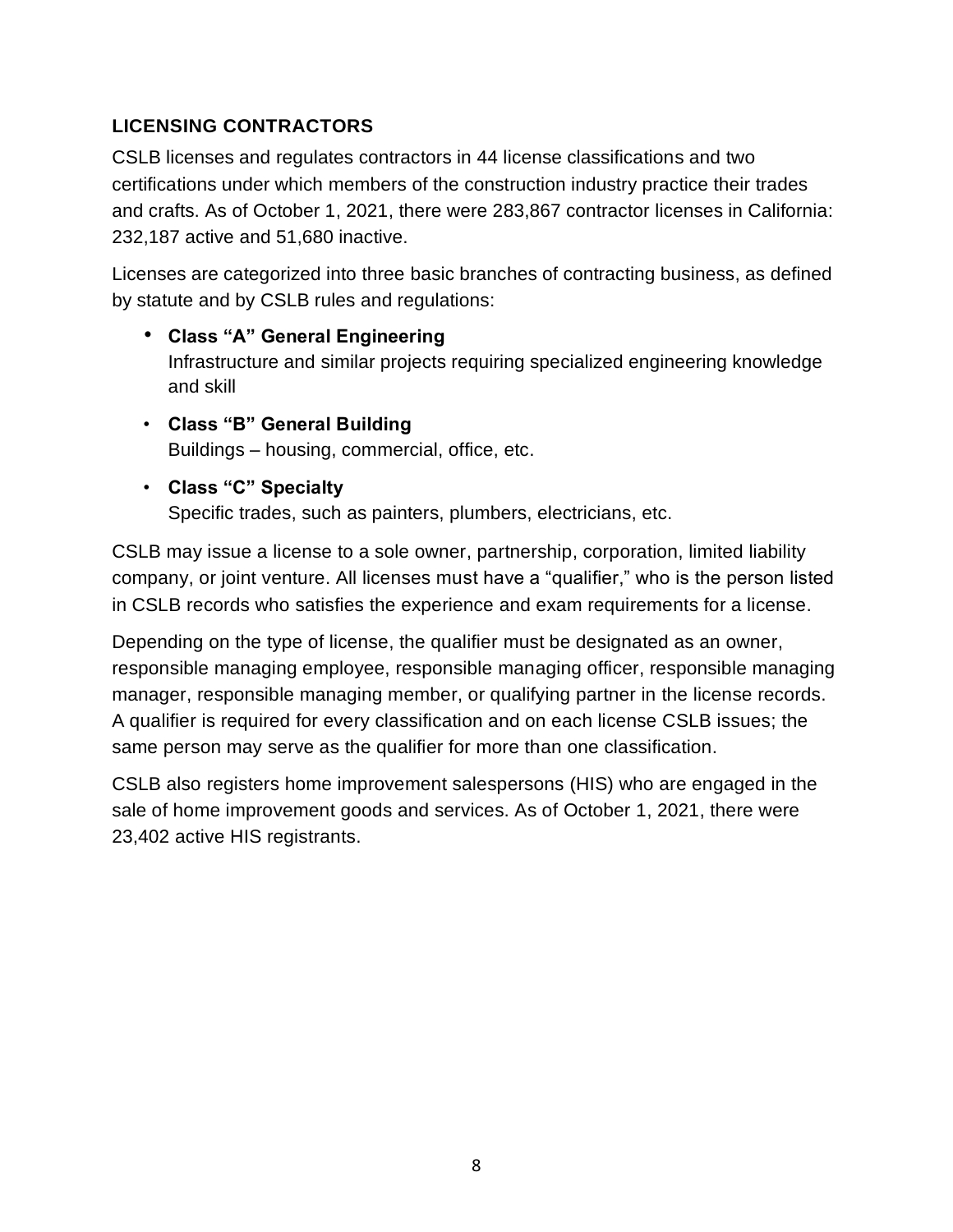## LICENSING CONTRACTORS

CSLB licenses and regulates contractors in 44 license classifications and two certifications under which members of the construction industry practice their trades and crafts. As of October 1, 2021, there were 283,867 contractor licenses in California: 232,187 active and 51,680 inactive.

Licenses are categorized into three basic branches of contracting business, as defined by statute and by CSLB rules and regulations:

- **Class "A" General Engineering**
  Infrastructure and similar projects requiring specialized engineering knowledge and skill
- **Class "B" General Building**
  Buildings – housing, commercial, office, etc.
- **Class "C" Specialty**
  Specific trades, such as painters, plumbers, electricians, etc.

CSLB may issue a license to a sole owner, partnership, corporation, limited liability company, or joint venture. All licenses must have a "qualifier," who is the person listed in CSLB records who satisfies the experience and exam requirements for a license.

Depending on the type of license, the qualifier must be designated as an owner, responsible managing employee, responsible managing officer, responsible managing manager, responsible managing member, or qualifying partner in the license records. A qualifier is required for every classification and on each license CSLB issues; the same person may serve as the qualifier for more than one classification.

CSLB also registers home improvement salespersons (HIS) who are engaged in the sale of home improvement goods and services. As of October 1, 2021, there were 23,402 active HIS registrants.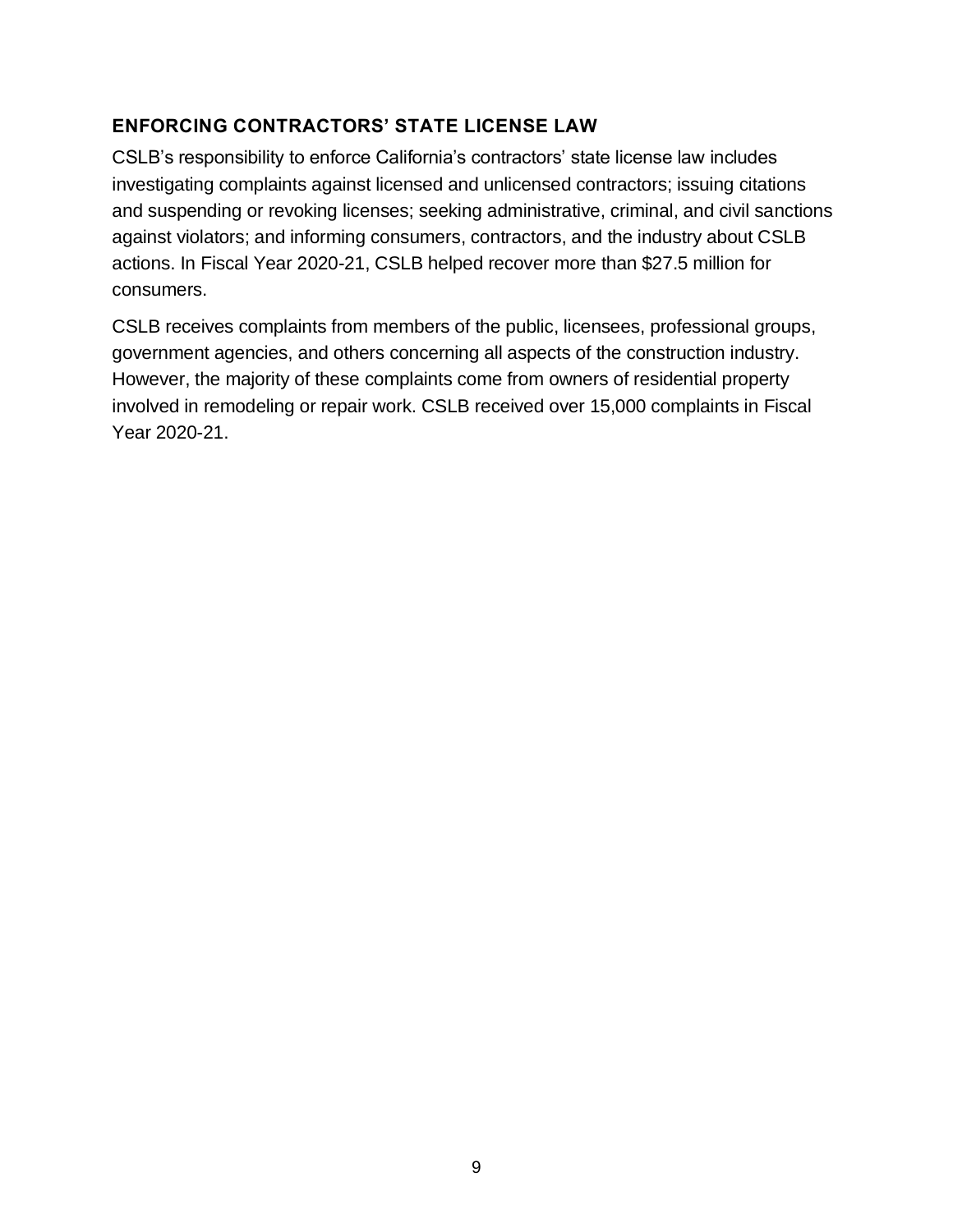## ENFORCING CONTRACTORS' STATE LICENSE LAW

CSLB's responsibility to enforce California's contractors' state license law includes investigating complaints against licensed and unlicensed contractors; issuing citations and suspending or revoking licenses; seeking administrative, criminal, and civil sanctions against violators; and informing consumers, contractors, and the industry about CSLB actions. In Fiscal Year 2020-21, CSLB helped recover more than $27.5 million for consumers.

CSLB receives complaints from members of the public, licensees, professional groups, government agencies, and others concerning all aspects of the construction industry. However, the majority of these complaints come from owners of residential property involved in remodeling or repair work. CSLB received over 15,000 complaints in Fiscal Year 2020-21.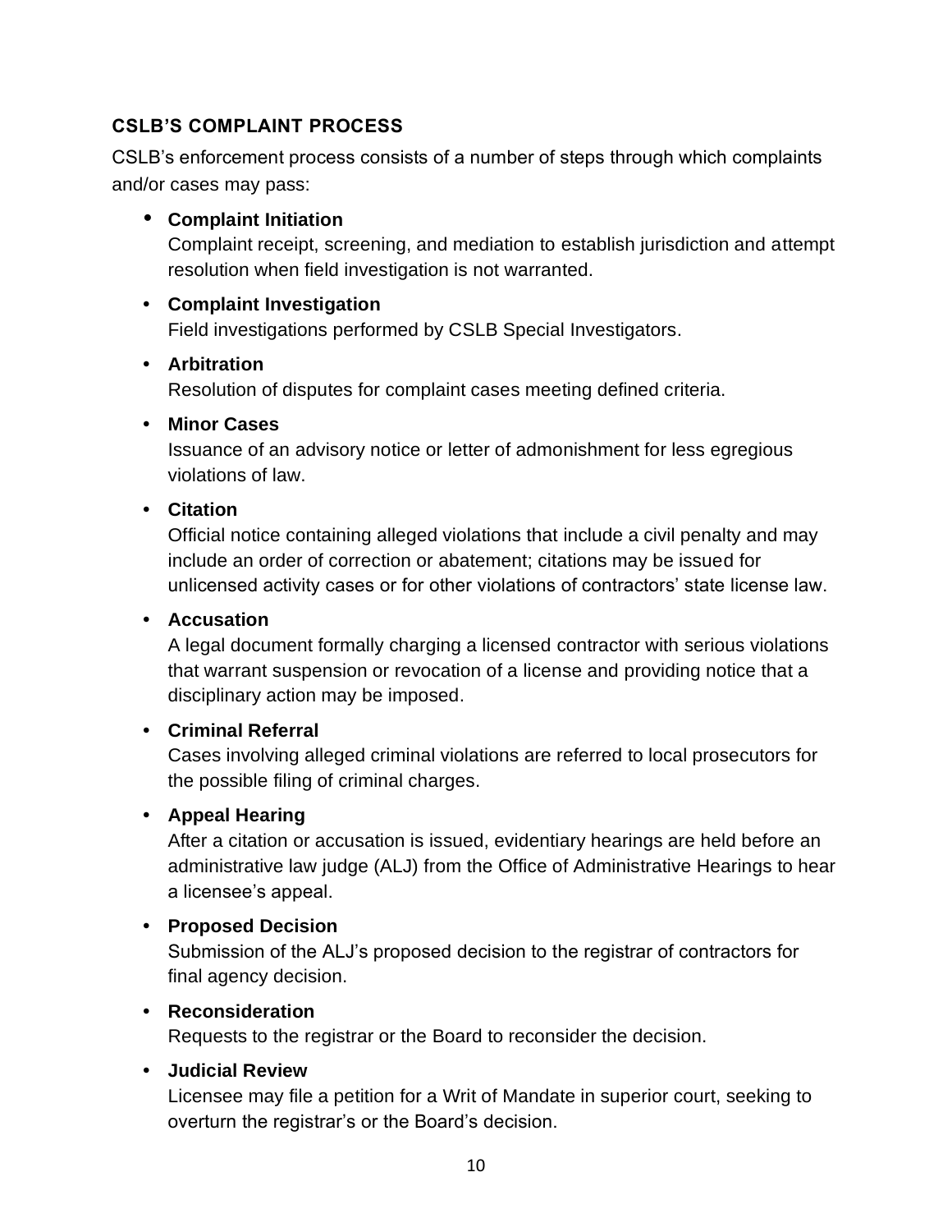## CSLB'S COMPLAINT PROCESS

CSLB's enforcement process consists of a number of steps through which complaints and/or cases may pass:

- **Complaint Initiation**
  Complaint receipt, screening, and mediation to establish jurisdiction and attempt resolution when field investigation is not warranted.
- **Complaint Investigation**
  Field investigations performed by CSLB Special Investigators.
- **Arbitration**
  Resolution of disputes for complaint cases meeting defined criteria.
- **Minor Cases**
  Issuance of an advisory notice or letter of admonishment for less egregious violations of law.
- **Citation**
  Official notice containing alleged violations that include a civil penalty and may include an order of correction or abatement; citations may be issued for unlicensed activity cases or for other violations of contractors' state license law.
- **Accusation**
  A legal document formally charging a licensed contractor with serious violations that warrant suspension or revocation of a license and providing notice that a disciplinary action may be imposed.
- **Criminal Referral**
  Cases involving alleged criminal violations are referred to local prosecutors for the possible filing of criminal charges.
- **Appeal Hearing**
  After a citation or accusation is issued, evidentiary hearings are held before an administrative law judge (ALJ) from the Office of Administrative Hearings to hear a licensee's appeal.
- **Proposed Decision**
  Submission of the ALJ's proposed decision to the registrar of contractors for final agency decision.
- **Reconsideration**
  Requests to the registrar or the Board to reconsider the decision.
- **Judicial Review**
  Licensee may file a petition for a Writ of Mandate in superior court, seeking to overturn the registrar's or the Board's decision.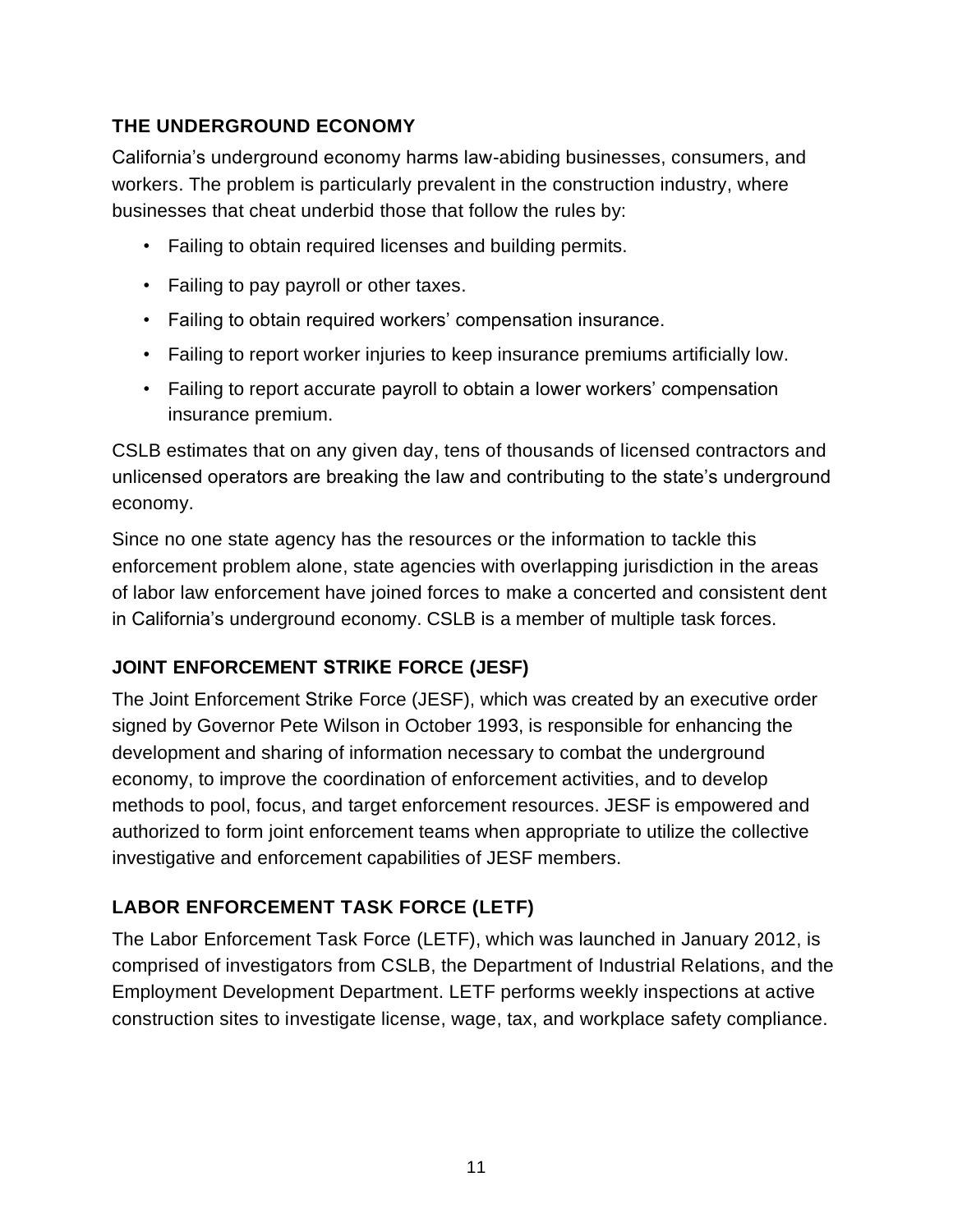## THE UNDERGROUND ECONOMY

California's underground economy harms law-abiding businesses, consumers, and workers. The problem is particularly prevalent in the construction industry, where businesses that cheat underbid those that follow the rules by:

- Failing to obtain required licenses and building permits.
- Failing to pay payroll or other taxes.
- Failing to obtain required workers' compensation insurance.
- Failing to report worker injuries to keep insurance premiums artificially low.
- Failing to report accurate payroll to obtain a lower workers' compensation insurance premium.

CSLB estimates that on any given day, tens of thousands of licensed contractors and unlicensed operators are breaking the law and contributing to the state's underground economy.

Since no one state agency has the resources or the information to tackle this enforcement problem alone, state agencies with overlapping jurisdiction in the areas of labor law enforcement have joined forces to make a concerted and consistent dent in California's underground economy. CSLB is a member of multiple task forces.

## JOINT ENFORCEMENT STRIKE FORCE (JESF)

The Joint Enforcement Strike Force (JESF), which was created by an executive order signed by Governor Pete Wilson in October 1993, is responsible for enhancing the development and sharing of information necessary to combat the underground economy, to improve the coordination of enforcement activities, and to develop methods to pool, focus, and target enforcement resources. JESF is empowered and authorized to form joint enforcement teams when appropriate to utilize the collective investigative and enforcement capabilities of JESF members.

## LABOR ENFORCEMENT TASK FORCE (LETF)

The Labor Enforcement Task Force (LETF), which was launched in January 2012, is comprised of investigators from CSLB, the Department of Industrial Relations, and the Employment Development Department. LETF performs weekly inspections at active construction sites to investigate license, wage, tax, and workplace safety compliance.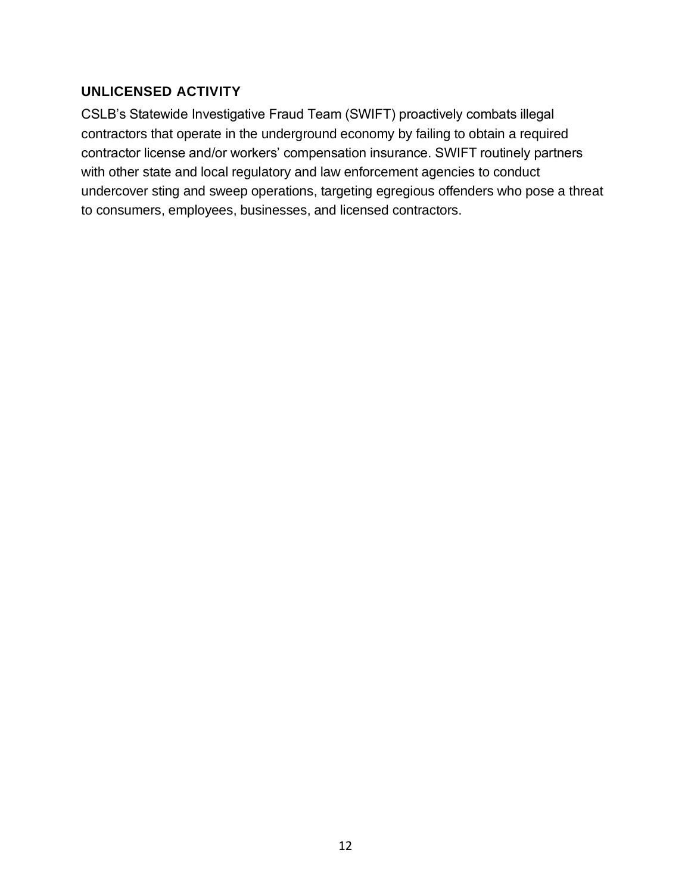## UNLICENSED ACTIVITY

CSLB's Statewide Investigative Fraud Team (SWIFT) proactively combats illegal contractors that operate in the underground economy by failing to obtain a required contractor license and/or workers' compensation insurance. SWIFT routinely partners with other state and local regulatory and law enforcement agencies to conduct undercover sting and sweep operations, targeting egregious offenders who pose a threat to consumers, employees, businesses, and licensed contractors.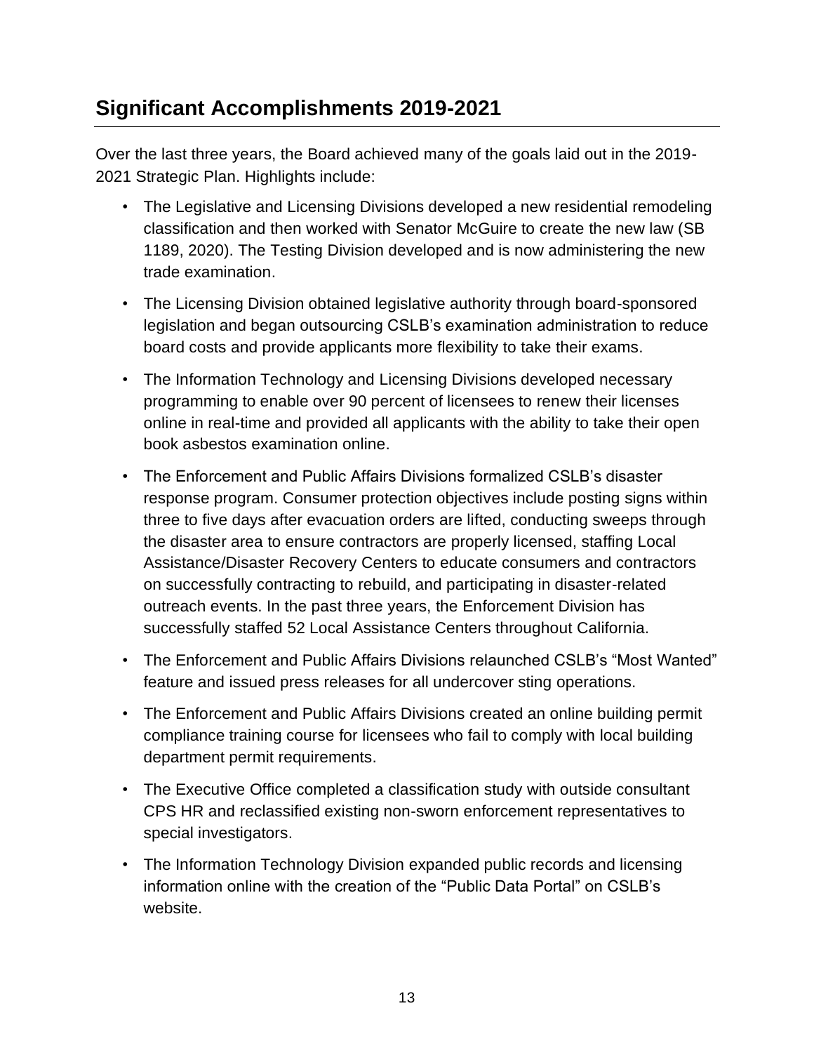## Significant Accomplishments 2019-2021

Over the last three years, the Board achieved many of the goals laid out in the 2019-2021 Strategic Plan. Highlights include:

- The Legislative and Licensing Divisions developed a new residential remodeling classification and then worked with Senator McGuire to create the new law (SB 1189, 2020). The Testing Division developed and is now administering the new trade examination.
- The Licensing Division obtained legislative authority through board-sponsored legislation and began outsourcing CSLB's examination administration to reduce board costs and provide applicants more flexibility to take their exams.
- The Information Technology and Licensing Divisions developed necessary programming to enable over 90 percent of licensees to renew their licenses online in real-time and provided all applicants with the ability to take their open book asbestos examination online.
- The Enforcement and Public Affairs Divisions formalized CSLB's disaster response program. Consumer protection objectives include posting signs within three to five days after evacuation orders are lifted, conducting sweeps through the disaster area to ensure contractors are properly licensed, staffing Local Assistance/Disaster Recovery Centers to educate consumers and contractors on successfully contracting to rebuild, and participating in disaster-related outreach events. In the past three years, the Enforcement Division has successfully staffed 52 Local Assistance Centers throughout California.
- The Enforcement and Public Affairs Divisions relaunched CSLB's "Most Wanted" feature and issued press releases for all undercover sting operations.
- The Enforcement and Public Affairs Divisions created an online building permit compliance training course for licensees who fail to comply with local building department permit requirements.
- The Executive Office completed a classification study with outside consultant CPS HR and reclassified existing non-sworn enforcement representatives to special investigators.
- The Information Technology Division expanded public records and licensing information online with the creation of the "Public Data Portal" on CSLB's website.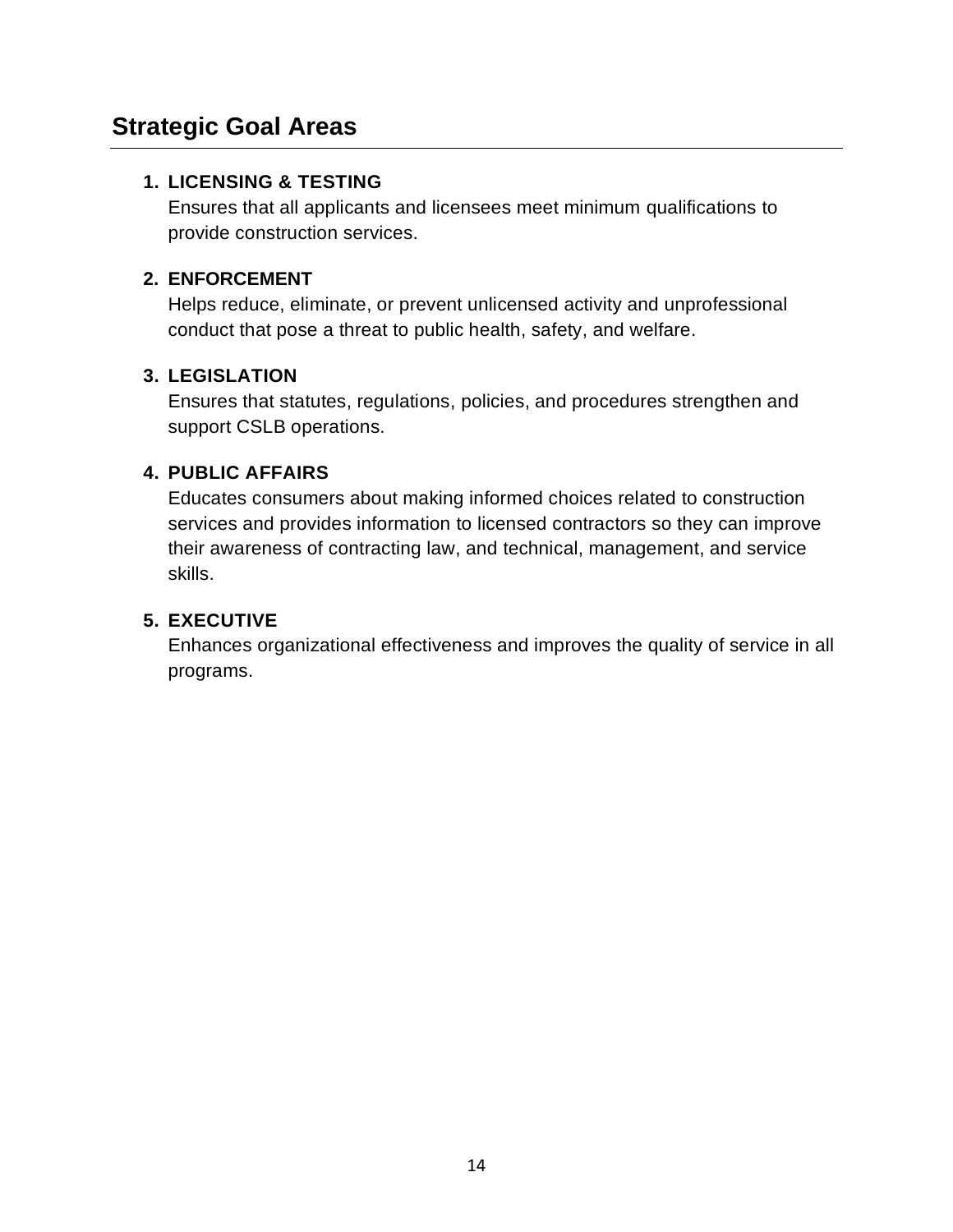## Strategic Goal Areas

1. **LICENSING & TESTING**
   Ensures that all applicants and licensees meet minimum qualifications to provide construction services.

2. **ENFORCEMENT**
   Helps reduce, eliminate, or prevent unlicensed activity and unprofessional conduct that pose a threat to public health, safety, and welfare.

3. **LEGISLATION**
   Ensures that statutes, regulations, policies, and procedures strengthen and support CSLB operations.

4. **PUBLIC AFFAIRS**
   Educates consumers about making informed choices related to construction services and provides information to licensed contractors so they can improve their awareness of contracting law, and technical, management, and service skills.

5. **EXECUTIVE**
   Enhances organizational effectiveness and improves the quality of service in all programs.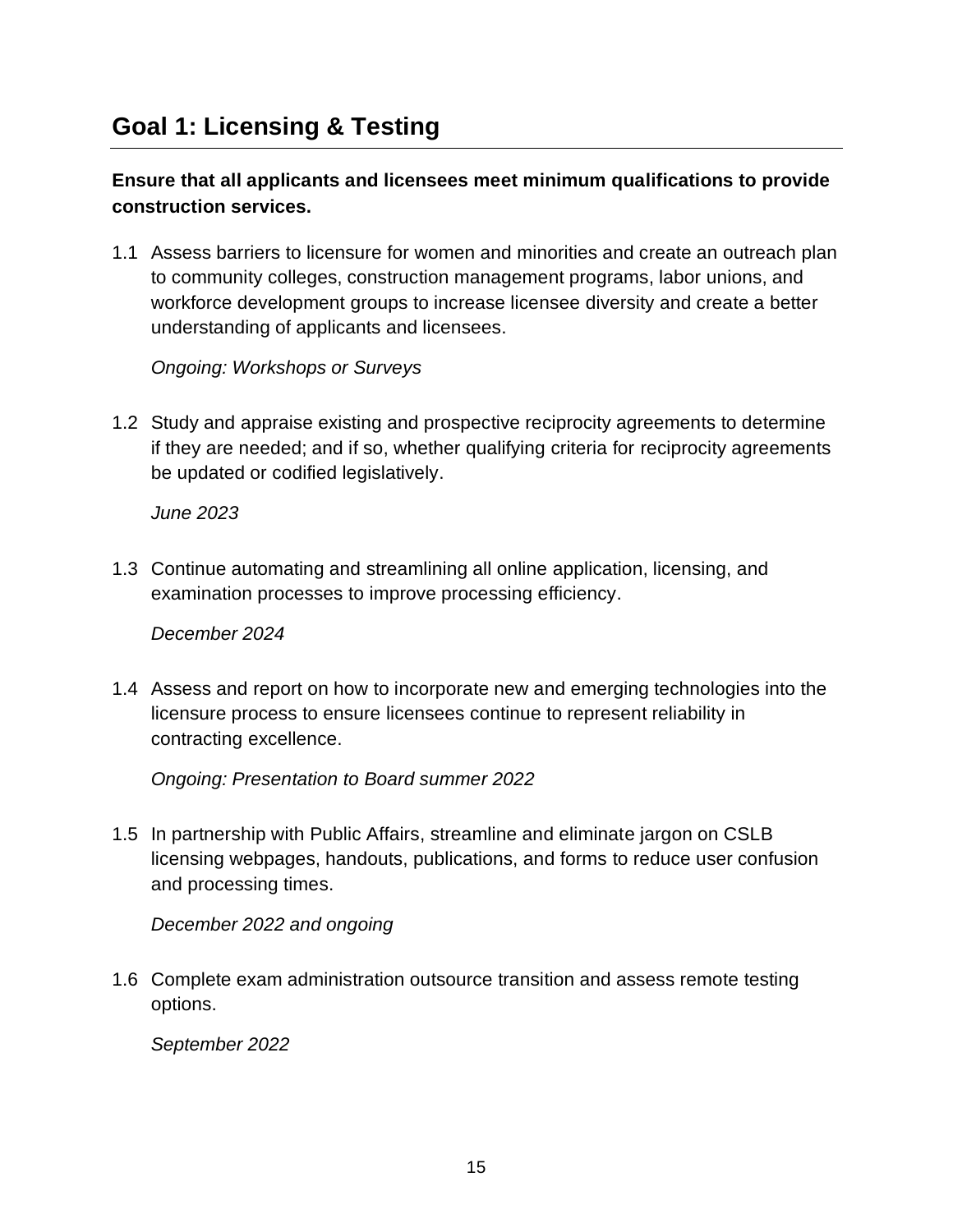## Goal 1: Licensing & Testing

**Ensure that all applicants and licensees meet minimum qualifications to provide construction services.**

1.1 Assess barriers to licensure for women and minorities and create an outreach plan to community colleges, construction management programs, labor unions, and workforce development groups to increase licensee diversity and create a better understanding of applicants and licensees.

   *Ongoing: Workshops or Surveys*

1.2 Study and appraise existing and prospective reciprocity agreements to determine if they are needed; and if so, whether qualifying criteria for reciprocity agreements be updated or codified legislatively.

   *June 2023*

1.3 Continue automating and streamlining all online application, licensing, and examination processes to improve processing efficiency.

   *December 2024*

1.4 Assess and report on how to incorporate new and emerging technologies into the licensure process to ensure licensees continue to represent reliability in contracting excellence.

   *Ongoing: Presentation to Board summer 2022*

1.5 In partnership with Public Affairs, streamline and eliminate jargon on CSLB licensing webpages, handouts, publications, and forms to reduce user confusion and processing times.

   *December 2022 and ongoing*

1.6 Complete exam administration outsource transition and assess remote testing options.

   *September 2022*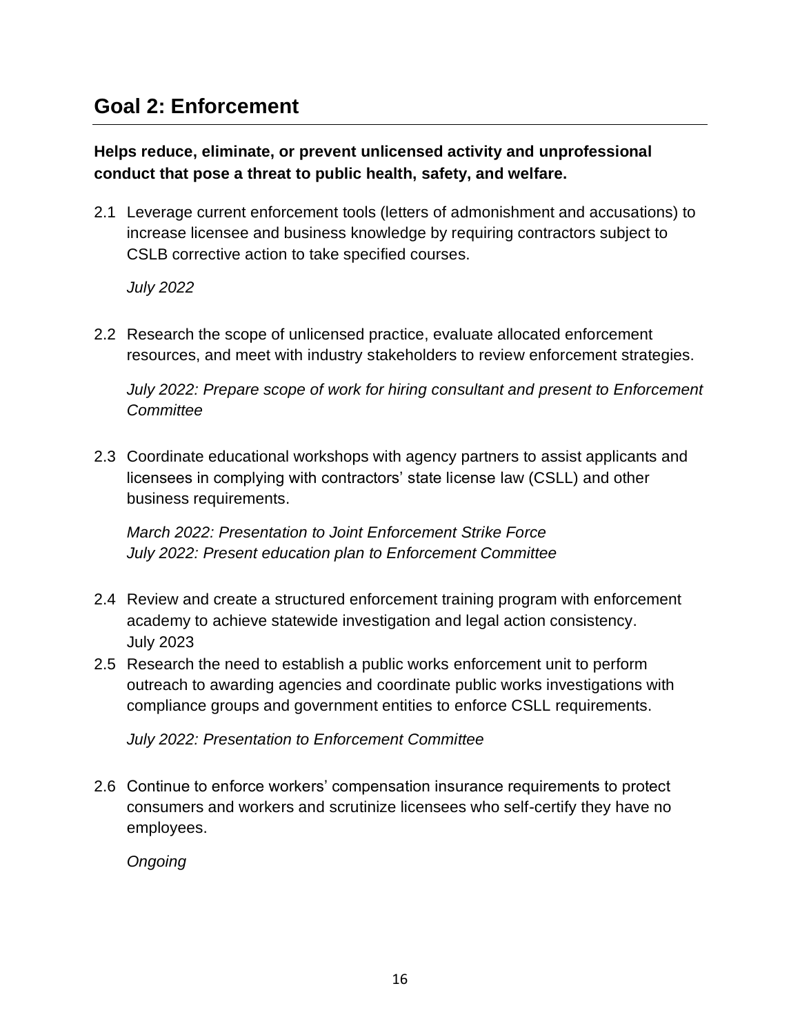## Goal 2: Enforcement

**Helps reduce, eliminate, or prevent unlicensed activity and unprofessional conduct that pose a threat to public health, safety, and welfare.**

2.1 Leverage current enforcement tools (letters of admonishment and accusations) to increase licensee and business knowledge by requiring contractors subject to CSLB corrective action to take specified courses.

*July 2022*

2.2 Research the scope of unlicensed practice, evaluate allocated enforcement resources, and meet with industry stakeholders to review enforcement strategies.

*July 2022: Prepare scope of work for hiring consultant and present to Enforcement Committee*

2.3 Coordinate educational workshops with agency partners to assist applicants and licensees in complying with contractors' state license law (CSLL) and other business requirements.

*March 2022: Presentation to Joint Enforcement Strike Force*
*July 2022: Present education plan to Enforcement Committee*

2.4 Review and create a structured enforcement training program with enforcement academy to achieve statewide investigation and legal action consistency.
July 2023

2.5 Research the need to establish a public works enforcement unit to perform outreach to awarding agencies and coordinate public works investigations with compliance groups and government entities to enforce CSLL requirements.

*July 2022: Presentation to Enforcement Committee*

2.6 Continue to enforce workers' compensation insurance requirements to protect consumers and workers and scrutinize licensees who self-certify they have no employees.

*Ongoing*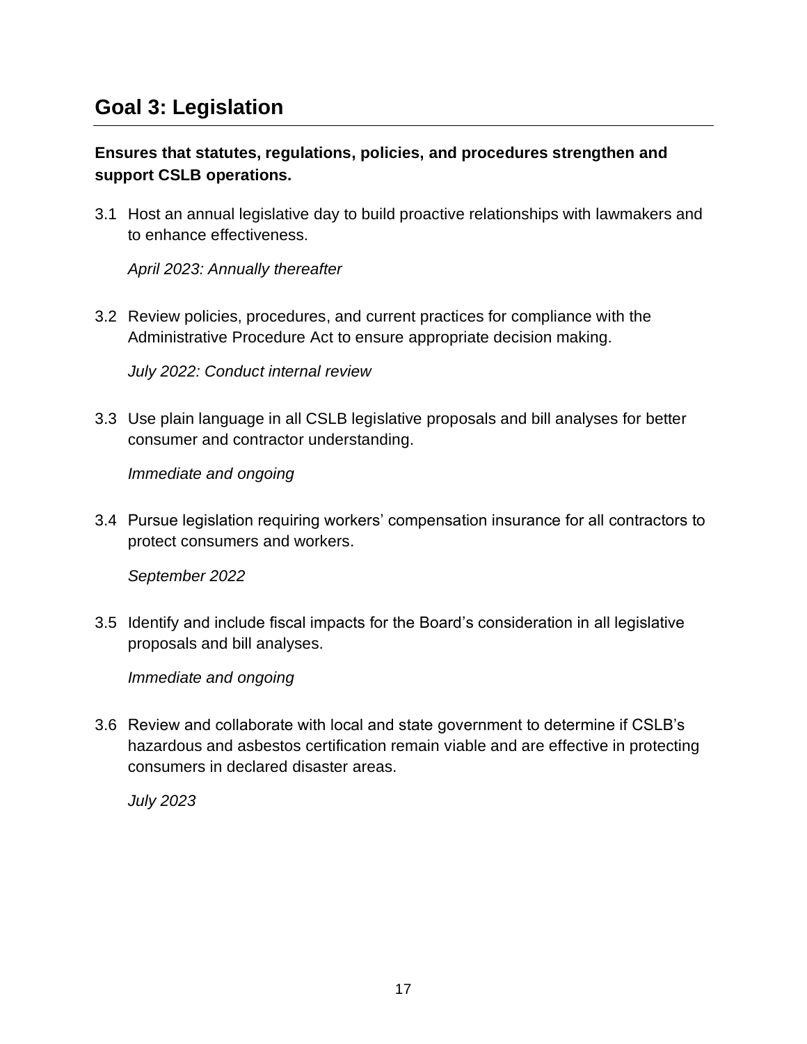## Goal 3: Legislation

**Ensures that statutes, regulations, policies, and procedures strengthen and support CSLB operations.**

3.1 Host an annual legislative day to build proactive relationships with lawmakers and to enhance effectiveness.

*April 2023: Annually thereafter*

3.2 Review policies, procedures, and current practices for compliance with the Administrative Procedure Act to ensure appropriate decision making.

*July 2022: Conduct internal review*

3.3 Use plain language in all CSLB legislative proposals and bill analyses for better consumer and contractor understanding.

*Immediate and ongoing*

3.4 Pursue legislation requiring workers' compensation insurance for all contractors to protect consumers and workers.

*September 2022*

3.5 Identify and include fiscal impacts for the Board's consideration in all legislative proposals and bill analyses.

*Immediate and ongoing*

3.6 Review and collaborate with local and state government to determine if CSLB's hazardous and asbestos certification remain viable and are effective in protecting consumers in declared disaster areas.

*July 2023*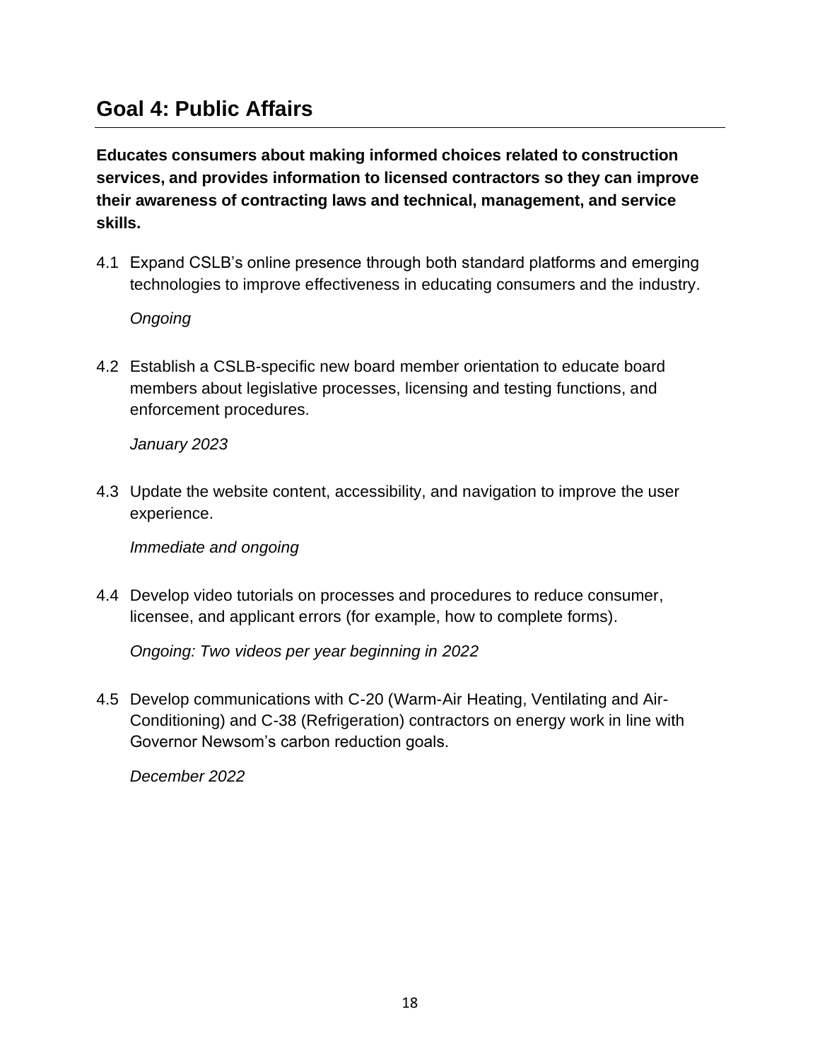## Goal 4: Public Affairs

**Educates consumers about making informed choices related to construction services, and provides information to licensed contractors so they can improve their awareness of contracting laws and technical, management, and service skills.**

4.1 Expand CSLB's online presence through both standard platforms and emerging technologies to improve effectiveness in educating consumers and the industry.

*Ongoing*

4.2 Establish a CSLB-specific new board member orientation to educate board members about legislative processes, licensing and testing functions, and enforcement procedures.

*January 2023*

4.3 Update the website content, accessibility, and navigation to improve the user experience.

*Immediate and ongoing*

4.4 Develop video tutorials on processes and procedures to reduce consumer, licensee, and applicant errors (for example, how to complete forms).

*Ongoing: Two videos per year beginning in 2022*

4.5 Develop communications with C-20 (Warm-Air Heating, Ventilating and Air-Conditioning) and C-38 (Refrigeration) contractors on energy work in line with Governor Newsom's carbon reduction goals.

*December 2022*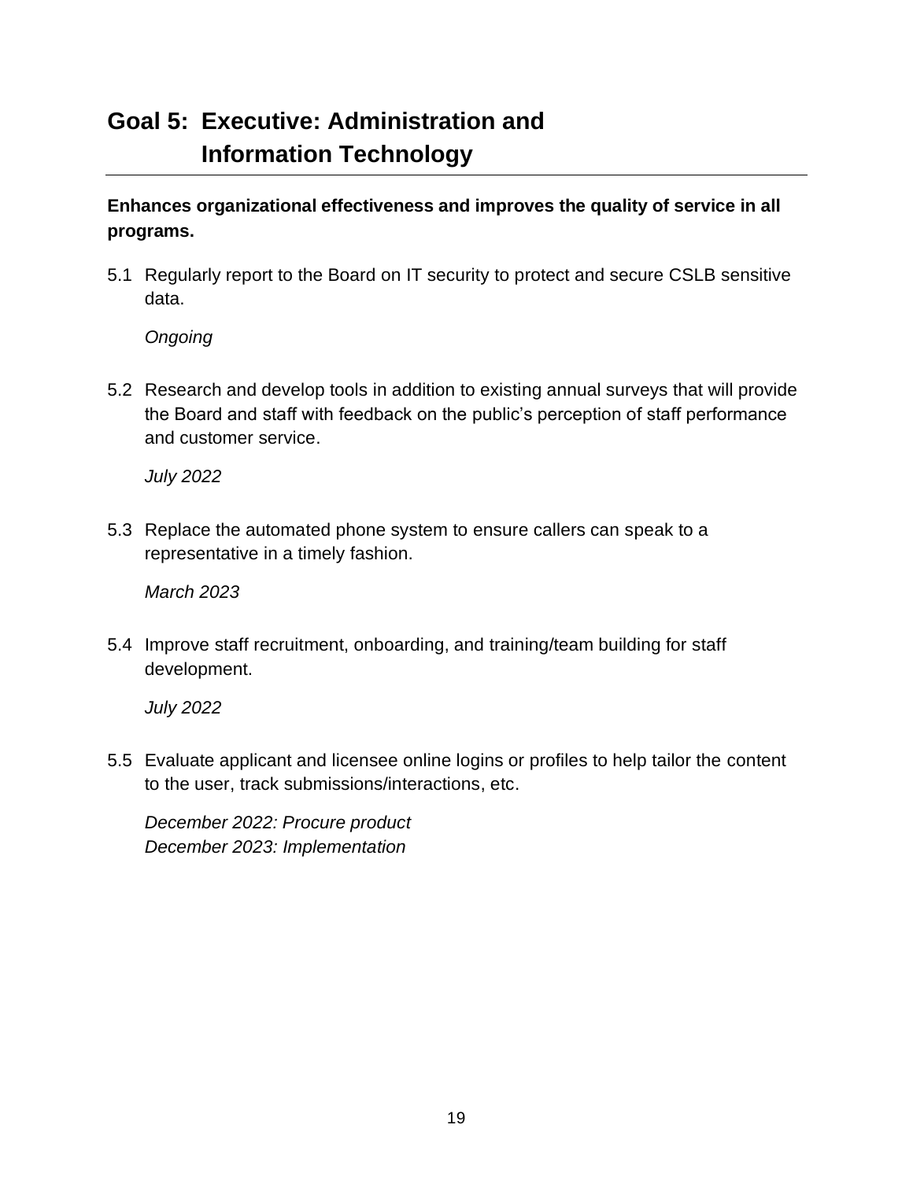## Goal 5: Executive: Administration and Information Technology

**Enhances organizational effectiveness and improves the quality of service in all programs.**

5.1 Regularly report to the Board on IT security to protect and secure CSLB sensitive data.

*Ongoing*

5.2 Research and develop tools in addition to existing annual surveys that will provide the Board and staff with feedback on the public's perception of staff performance and customer service.

*July 2022*

5.3 Replace the automated phone system to ensure callers can speak to a representative in a timely fashion.

*March 2023*

5.4 Improve staff recruitment, onboarding, and training/team building for staff development.

*July 2022*

5.5 Evaluate applicant and licensee online logins or profiles to help tailor the content to the user, track submissions/interactions, etc.

*December 2022: Procure product*
*December 2023: Implementation*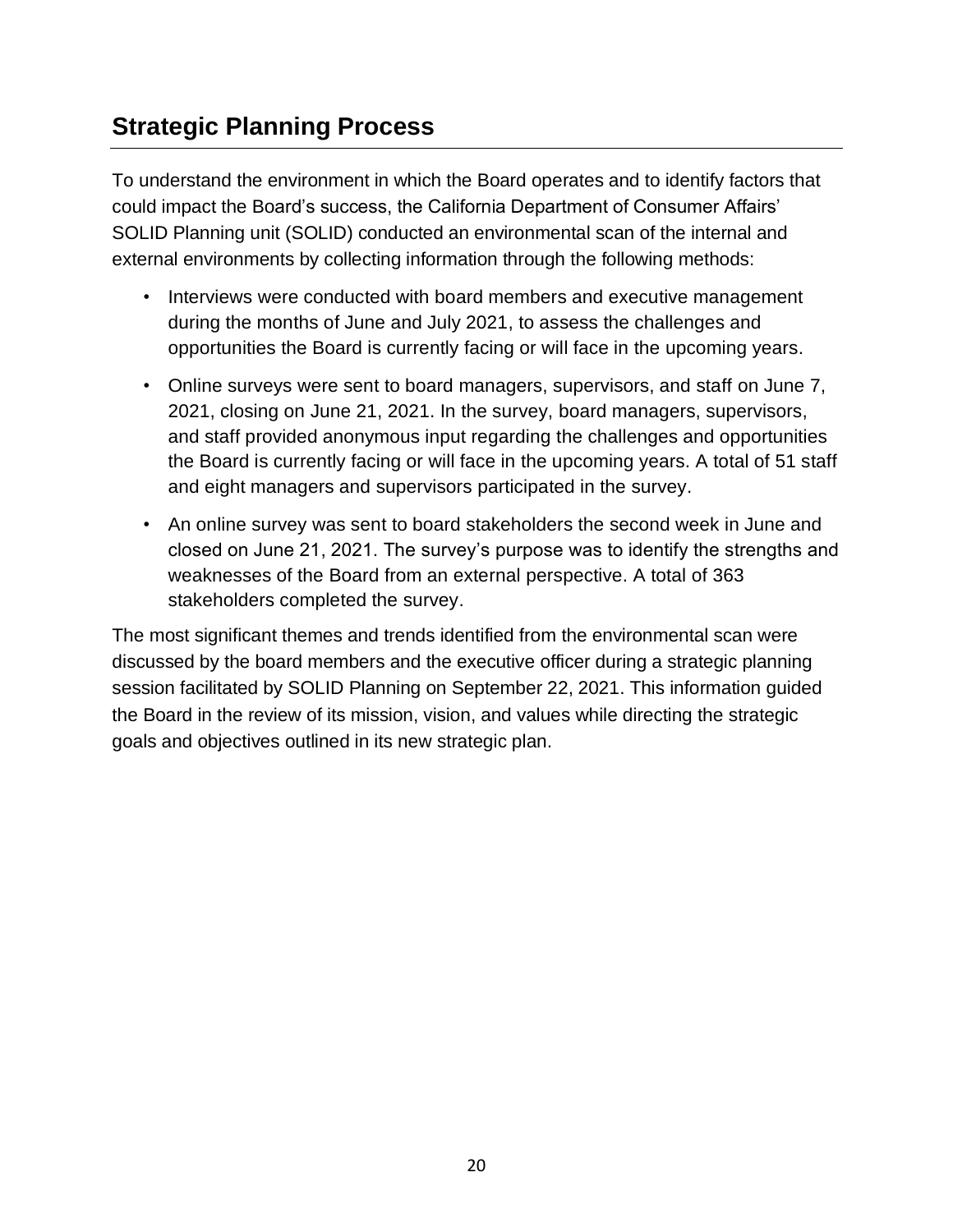## Strategic Planning Process

To understand the environment in which the Board operates and to identify factors that could impact the Board's success, the California Department of Consumer Affairs' SOLID Planning unit (SOLID) conducted an environmental scan of the internal and external environments by collecting information through the following methods:

- Interviews were conducted with board members and executive management during the months of June and July 2021, to assess the challenges and opportunities the Board is currently facing or will face in the upcoming years.
- Online surveys were sent to board managers, supervisors, and staff on June 7, 2021, closing on June 21, 2021. In the survey, board managers, supervisors, and staff provided anonymous input regarding the challenges and opportunities the Board is currently facing or will face in the upcoming years. A total of 51 staff and eight managers and supervisors participated in the survey.
- An online survey was sent to board stakeholders the second week in June and closed on June 21, 2021. The survey's purpose was to identify the strengths and weaknesses of the Board from an external perspective. A total of 363 stakeholders completed the survey.

The most significant themes and trends identified from the environmental scan were discussed by the board members and the executive officer during a strategic planning session facilitated by SOLID Planning on September 22, 2021. This information guided the Board in the review of its mission, vision, and values while directing the strategic goals and objectives outlined in its new strategic plan.